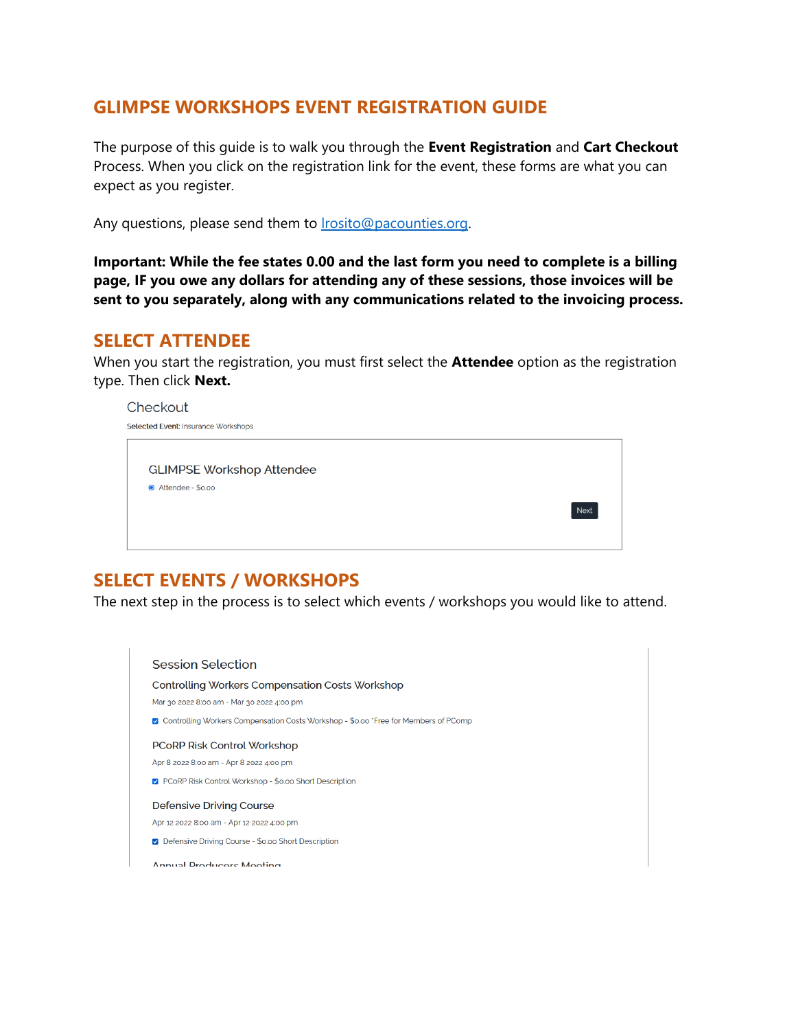# GLIMPSE WORKSHOPS EVENT REGISTRATION GUIDE

The purpose of this guide is to walk you through the **Event Registration** and **Cart Checkout** Process. When you click on the registration link for the event, these forms are what you can expect as you register.

Any questions, please send them to lrosito@pacounties.org.

**Important: While the fee states 0.00 and the last form you need to complete is a billing page, IF you owe any dollars for attending any of these sessions, those invoices will be sent to you separately, along with any communications related to the invoicing process.**

## SELECT ATTENDEE

When you start the registration, you must first select the **Attendee** option as the registration type. Then click **Next.**

Checkout

Selected Event: Insurance Workshops

GLIMPSE Workshop Attendee

- Attendee - $0.00

Next

## SELECT EVENTS / WORKSHOPS

The next step in the process is to select which events / workshops you would like to attend.

Session Selection

Controlling Workers Compensation Costs Workshop

Mar 30 2022 8:00 am - Mar 30 2022 4:00 pm

- Controlling Workers Compensation Costs Workshop - $0.00 *Free for Members of PComp

PCoRP Risk Control Workshop

Apr 8 2022 8:00 am - Apr 8 2022 4:00 pm

- PCoRP Risk Control Workshop - $0.00 Short Description

Defensive Driving Course

Apr 12 2022 8:00 am - Apr 12 2022 4:00 pm

- Defensive Driving Course - $0.00 Short Description

Annual Producers Meeting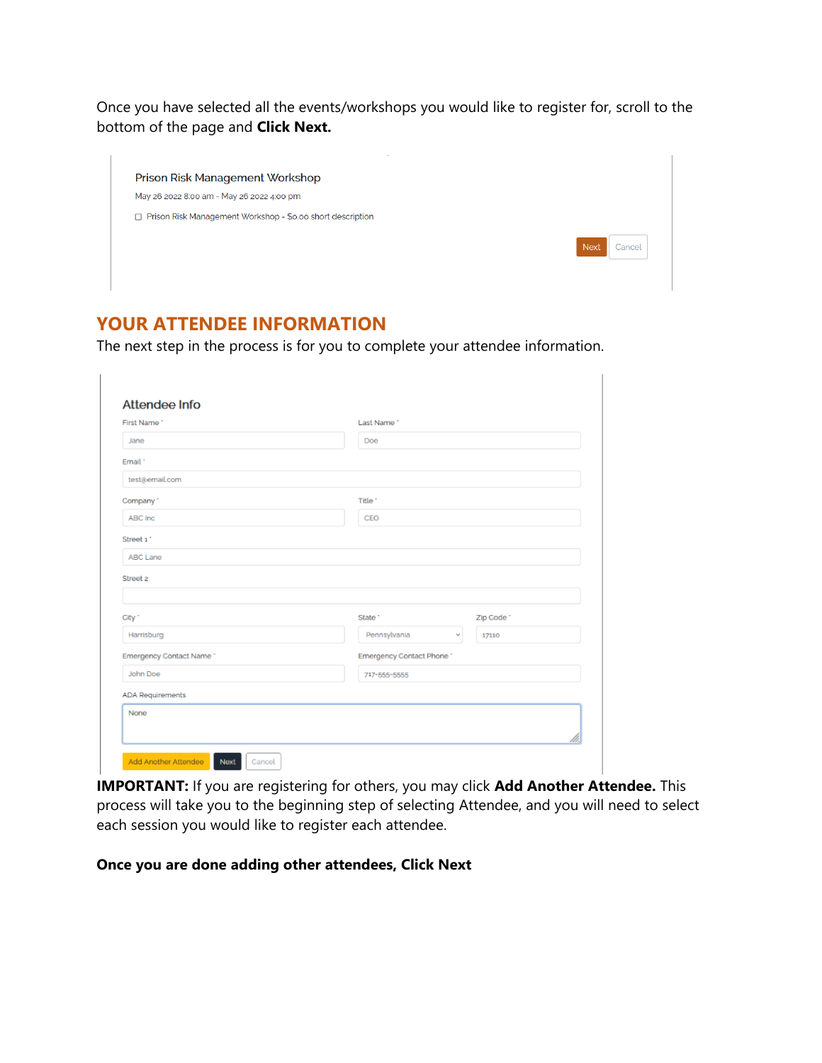Once you have selected all the events/workshops you would like to register for, scroll to the bottom of the page and **Click Next.**

Prison Risk Management Workshop

May 26 2022 8:00 am - May 26 2022 4:00 pm

☐ Prison Risk Management Workshop - $0.00 short description

Next Cancel

## YOUR ATTENDEE INFORMATION

The next step in the process is for you to complete your attendee information.

Attendee Info

First Name *: Jane

Last Name *: Doe

Email *: test@email.com

Company *: ABC Inc

Title *: CEO

Street 1 *: ABC Lane

Street 2

City *: Harrisburg

State *: Pennsylvania

Zip Code *: 17110

Emergency Contact Name *: John Doe

Emergency Contact Phone *: 717-555-5555

ADA Requirements: None

Add Another Attendee Next Cancel

**IMPORTANT:** If you are registering for others, you may click **Add Another Attendee.** This process will take you to the beginning step of selecting Attendee, and you will need to select each session you would like to register each attendee.

**Once you are done adding other attendees, Click Next**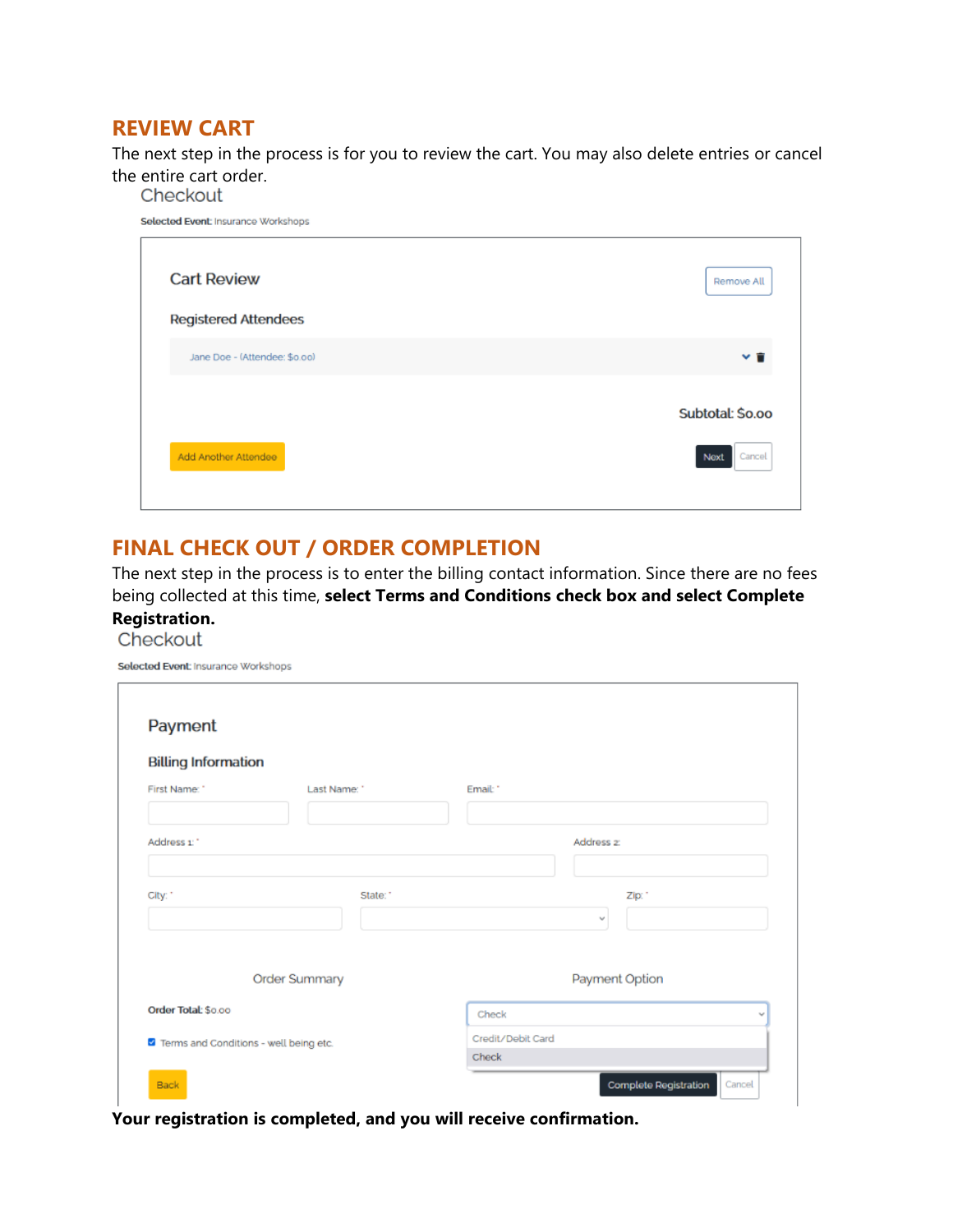## REVIEW CART

The next step in the process is for you to review the cart. You may also delete entries or cancel the entire cart order.

Checkout

**Selected Event:** Insurance Workshops

Cart Review

Remove All

Registered Attendees

Jane Doe - (Attendee: $0.00)

Subtotal: $0.00

Add Another Attendee

Next

Cancel

## FINAL CHECK OUT / ORDER COMPLETION

The next step in the process is to enter the billing contact information. Since there are no fees being collected at this time, **select Terms and Conditions check box and select Complete Registration.**

Checkout

**Selected Event:** Insurance Workshops

Payment

Billing Information

First Name: *

Last Name: *

Email: *

Address 1: *

Address 2:

City: *

State: *

Zip: *

Order Summary

Payment Option

**Order Total:** $0.00

Check

Credit/Debit Card

Check

Terms and Conditions - well being etc.

Back

Complete Registration

Cancel

**Your registration is completed, and you will receive confirmation.**